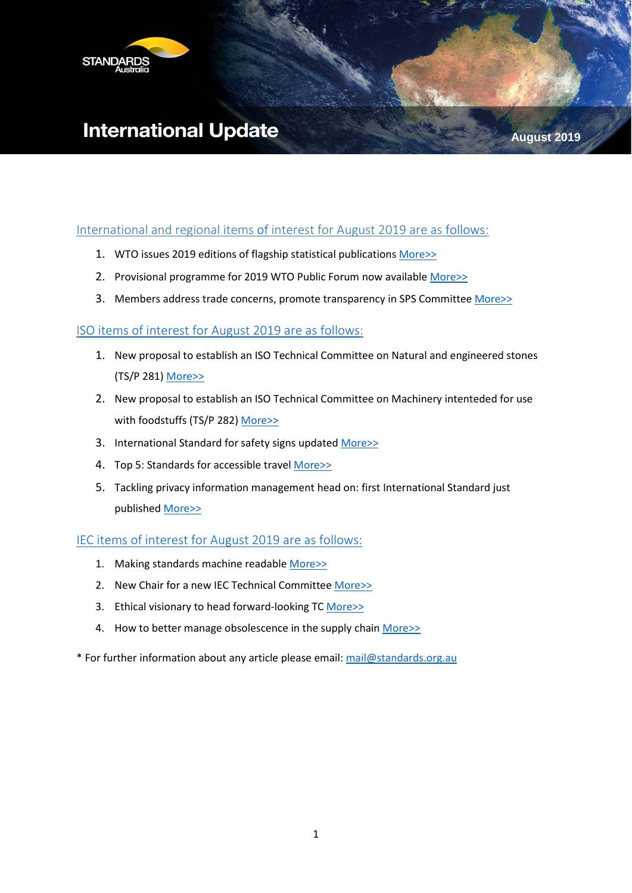STANDARDS Australia

# International Update

August 2019

## International and regional items of interest for August 2019 are as follows:

1. WTO issues 2019 editions of flagship statistical publications More>>
2. Provisional programme for 2019 WTO Public Forum now available More>>
3. Members address trade concerns, promote transparency in SPS Committee More>>

## ISO items of interest for August 2019 are as follows:

1. New proposal to establish an ISO Technical Committee on Natural and engineered stones (TS/P 281) More>>
2. New proposal to establish an ISO Technical Committee on Machinery intenteded for use with foodstuffs (TS/P 282) More>>
3. International Standard for safety signs updated More>>
4. Top 5: Standards for accessible travel More>>
5. Tackling privacy information management head on: first International Standard just published More>>

## IEC items of interest for August 2019 are as follows:

1. Making standards machine readable More>>
2. New Chair for a new IEC Technical Committee More>>
3. Ethical visionary to head forward-looking TC More>>
4. How to better manage obsolescence in the supply chain More>>

* For further information about any article please email: mail@standards.org.au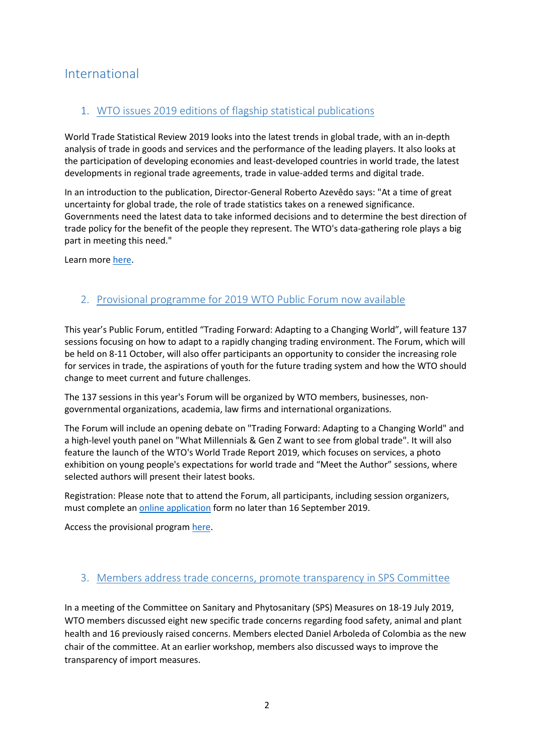# International

## 1. WTO issues 2019 editions of flagship statistical publications

World Trade Statistical Review 2019 looks into the latest trends in global trade, with an in-depth analysis of trade in goods and services and the performance of the leading players. It also looks at the participation of developing economies and least-developed countries in world trade, the latest developments in regional trade agreements, trade in value-added terms and digital trade.

In an introduction to the publication, Director-General Roberto Azevêdo says: "At a time of great uncertainty for global trade, the role of trade statistics takes on a renewed significance. Governments need the latest data to take informed decisions and to determine the best direction of trade policy for the benefit of the people they represent. The WTO's data-gathering role plays a big part in meeting this need."

Learn more here.

## 2. Provisional programme for 2019 WTO Public Forum now available

This year's Public Forum, entitled "Trading Forward: Adapting to a Changing World", will feature 137 sessions focusing on how to adapt to a rapidly changing trading environment. The Forum, which will be held on 8-11 October, will also offer participants an opportunity to consider the increasing role for services in trade, the aspirations of youth for the future trading system and how the WTO should change to meet current and future challenges.

The 137 sessions in this year's Forum will be organized by WTO members, businesses, non-governmental organizations, academia, law firms and international organizations.

The Forum will include an opening debate on "Trading Forward: Adapting to a Changing World" and a high-level youth panel on "What Millennials & Gen Z want to see from global trade". It will also feature the launch of the WTO's World Trade Report 2019, which focuses on services, a photo exhibition on young people's expectations for world trade and "Meet the Author" sessions, where selected authors will present their latest books.

Registration: Please note that to attend the Forum, all participants, including session organizers, must complete an online application form no later than 16 September 2019.

Access the provisional program here.

## 3. Members address trade concerns, promote transparency in SPS Committee

In a meeting of the Committee on Sanitary and Phytosanitary (SPS) Measures on 18-19 July 2019, WTO members discussed eight new specific trade concerns regarding food safety, animal and plant health and 16 previously raised concerns. Members elected Daniel Arboleda of Colombia as the new chair of the committee. At an earlier workshop, members also discussed ways to improve the transparency of import measures.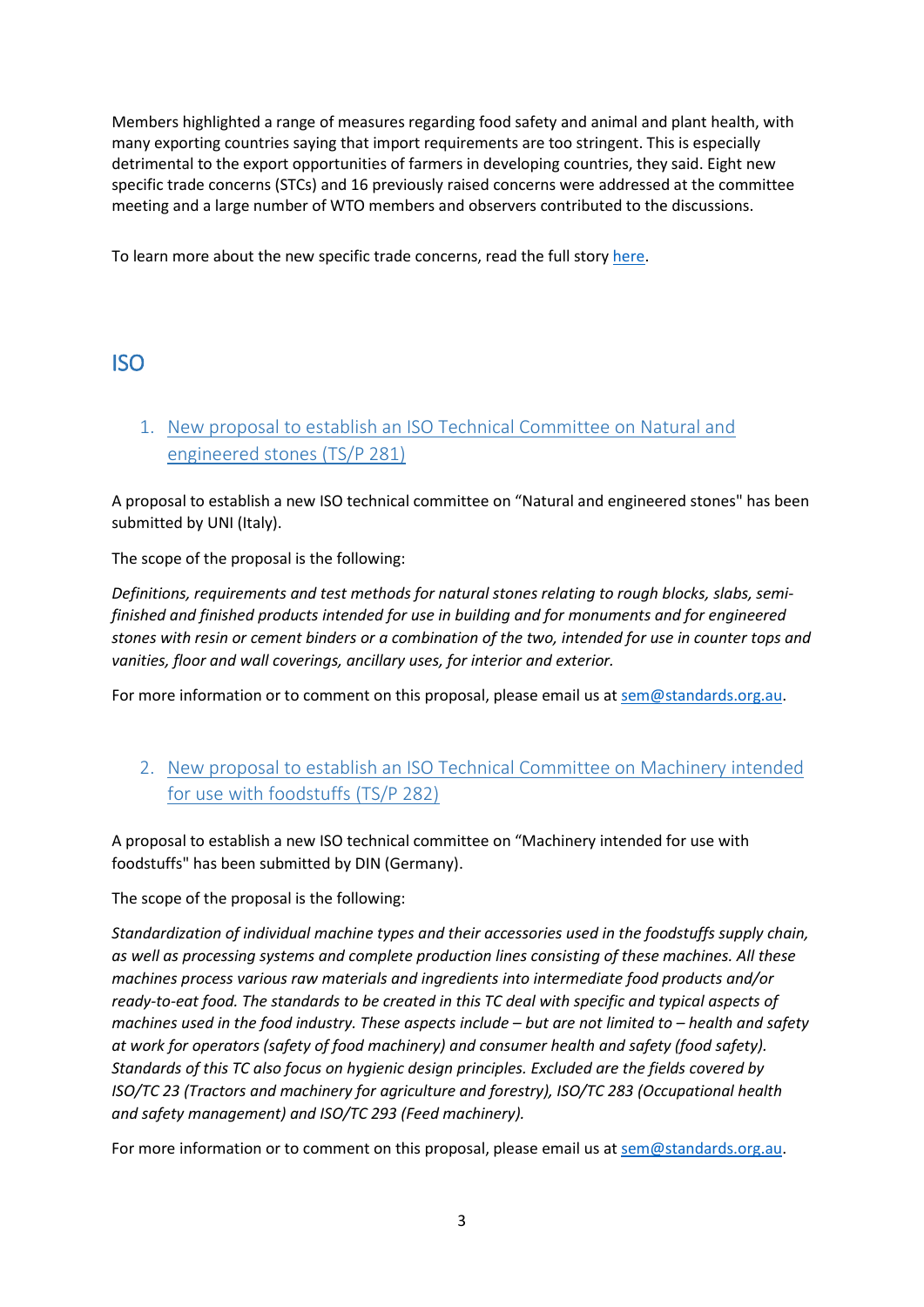Members highlighted a range of measures regarding food safety and animal and plant health, with many exporting countries saying that import requirements are too stringent. This is especially detrimental to the export opportunities of farmers in developing countries, they said. Eight new specific trade concerns (STCs) and 16 previously raised concerns were addressed at the committee meeting and a large number of WTO members and observers contributed to the discussions.

To learn more about the new specific trade concerns, read the full story here.

## ISO

### 1. New proposal to establish an ISO Technical Committee on Natural and engineered stones (TS/P 281)

A proposal to establish a new ISO technical committee on “Natural and engineered stones" has been submitted by UNI (Italy).

The scope of the proposal is the following:

*Definitions, requirements and test methods for natural stones relating to rough blocks, slabs, semi-finished and finished products intended for use in building and for monuments and for engineered stones with resin or cement binders or a combination of the two, intended for use in counter tops and vanities, floor and wall coverings, ancillary uses, for interior and exterior.*

For more information or to comment on this proposal, please email us at sem@standards.org.au.

### 2. New proposal to establish an ISO Technical Committee on Machinery intended for use with foodstuffs (TS/P 282)

A proposal to establish a new ISO technical committee on “Machinery intended for use with foodstuffs" has been submitted by DIN (Germany).

The scope of the proposal is the following:

*Standardization of individual machine types and their accessories used in the foodstuffs supply chain, as well as processing systems and complete production lines consisting of these machines. All these machines process various raw materials and ingredients into intermediate food products and/or ready-to-eat food. The standards to be created in this TC deal with specific and typical aspects of machines used in the food industry. These aspects include – but are not limited to – health and safety at work for operators (safety of food machinery) and consumer health and safety (food safety). Standards of this TC also focus on hygienic design principles. Excluded are the fields covered by ISO/TC 23 (Tractors and machinery for agriculture and forestry), ISO/TC 283 (Occupational health and safety management) and ISO/TC 293 (Feed machinery).*

For more information or to comment on this proposal, please email us at sem@standards.org.au.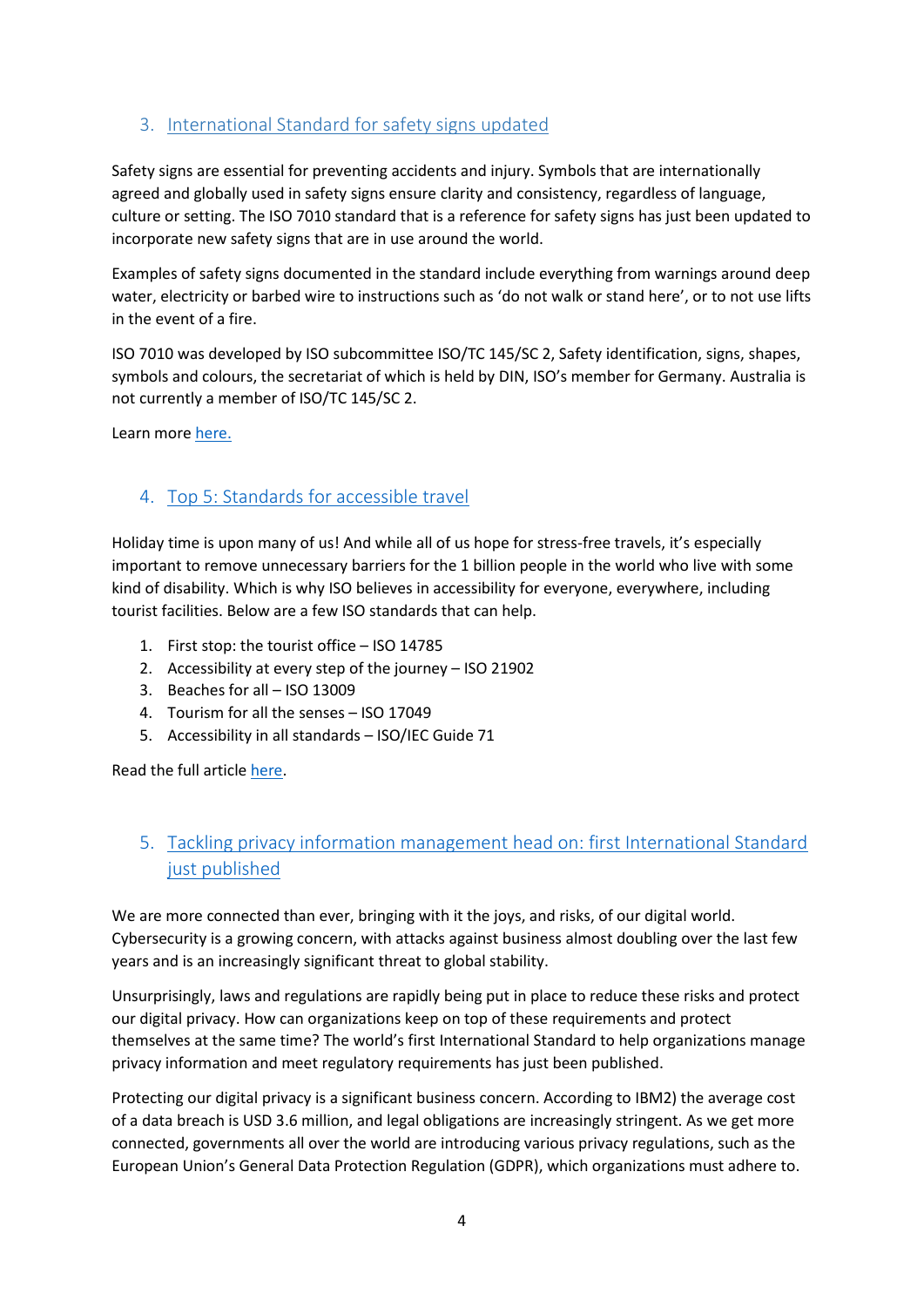## 3. International Standard for safety signs updated

Safety signs are essential for preventing accidents and injury. Symbols that are internationally agreed and globally used in safety signs ensure clarity and consistency, regardless of language, culture or setting. The ISO 7010 standard that is a reference for safety signs has just been updated to incorporate new safety signs that are in use around the world.

Examples of safety signs documented in the standard include everything from warnings around deep water, electricity or barbed wire to instructions such as 'do not walk or stand here', or to not use lifts in the event of a fire.

ISO 7010 was developed by ISO subcommittee ISO/TC 145/SC 2, Safety identification, signs, shapes, symbols and colours, the secretariat of which is held by DIN, ISO's member for Germany. Australia is not currently a member of ISO/TC 145/SC 2.

Learn more here.

## 4. Top 5: Standards for accessible travel

Holiday time is upon many of us! And while all of us hope for stress-free travels, it's especially important to remove unnecessary barriers for the 1 billion people in the world who live with some kind of disability. Which is why ISO believes in accessibility for everyone, everywhere, including tourist facilities. Below are a few ISO standards that can help.

1. First stop: the tourist office – ISO 14785
2. Accessibility at every step of the journey – ISO 21902
3. Beaches for all – ISO 13009
4. Tourism for all the senses – ISO 17049
5. Accessibility in all standards – ISO/IEC Guide 71

Read the full article here.

## 5. Tackling privacy information management head on: first International Standard just published

We are more connected than ever, bringing with it the joys, and risks, of our digital world. Cybersecurity is a growing concern, with attacks against business almost doubling over the last few years and is an increasingly significant threat to global stability.

Unsurprisingly, laws and regulations are rapidly being put in place to reduce these risks and protect our digital privacy. How can organizations keep on top of these requirements and protect themselves at the same time? The world's first International Standard to help organizations manage privacy information and meet regulatory requirements has just been published.

Protecting our digital privacy is a significant business concern. According to IBM2) the average cost of a data breach is USD 3.6 million, and legal obligations are increasingly stringent. As we get more connected, governments all over the world are introducing various privacy regulations, such as the European Union's General Data Protection Regulation (GDPR), which organizations must adhere to.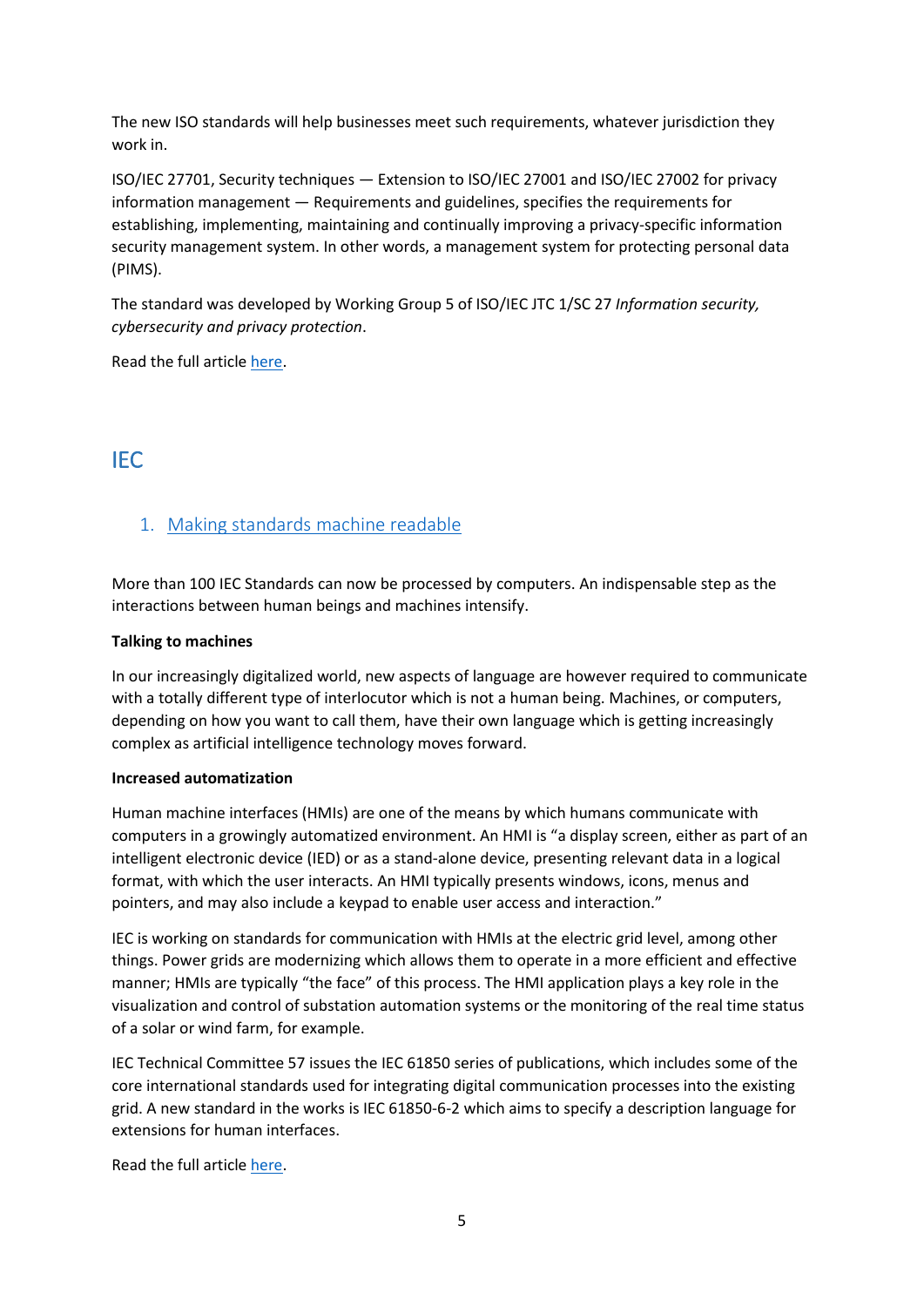The new ISO standards will help businesses meet such requirements, whatever jurisdiction they work in.

ISO/IEC 27701, Security techniques — Extension to ISO/IEC 27001 and ISO/IEC 27002 for privacy information management — Requirements and guidelines, specifies the requirements for establishing, implementing, maintaining and continually improving a privacy-specific information security management system. In other words, a management system for protecting personal data (PIMS).

The standard was developed by Working Group 5 of ISO/IEC JTC 1/SC 27 *Information security, cybersecurity and privacy protection*.

Read the full article here.

# IEC

## 1. Making standards machine readable

More than 100 IEC Standards can now be processed by computers. An indispensable step as the interactions between human beings and machines intensify.

**Talking to machines**

In our increasingly digitalized world, new aspects of language are however required to communicate with a totally different type of interlocutor which is not a human being. Machines, or computers, depending on how you want to call them, have their own language which is getting increasingly complex as artificial intelligence technology moves forward.

**Increased automatization**

Human machine interfaces (HMIs) are one of the means by which humans communicate with computers in a growingly automatized environment. An HMI is "a display screen, either as part of an intelligent electronic device (IED) or as a stand-alone device, presenting relevant data in a logical format, with which the user interacts. An HMI typically presents windows, icons, menus and pointers, and may also include a keypad to enable user access and interaction."

IEC is working on standards for communication with HMIs at the electric grid level, among other things. Power grids are modernizing which allows them to operate in a more efficient and effective manner; HMIs are typically "the face" of this process. The HMI application plays a key role in the visualization and control of substation automation systems or the monitoring of the real time status of a solar or wind farm, for example.

IEC Technical Committee 57 issues the IEC 61850 series of publications, which includes some of the core international standards used for integrating digital communication processes into the existing grid. A new standard in the works is IEC 61850-6-2 which aims to specify a description language for extensions for human interfaces.

Read the full article here.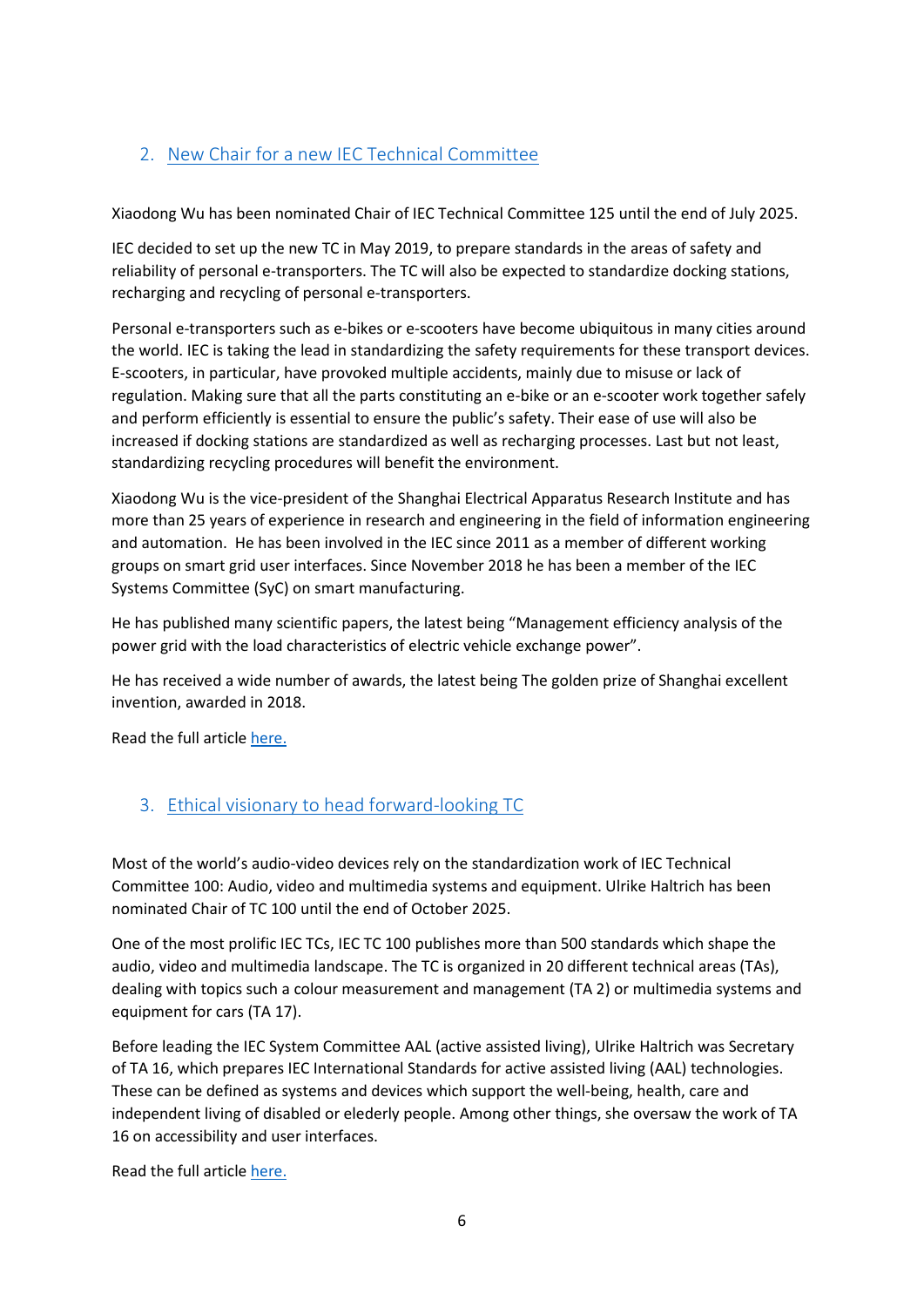## 2. New Chair for a new IEC Technical Committee

Xiaodong Wu has been nominated Chair of IEC Technical Committee 125 until the end of July 2025.

IEC decided to set up the new TC in May 2019, to prepare standards in the areas of safety and reliability of personal e-transporters. The TC will also be expected to standardize docking stations, recharging and recycling of personal e-transporters.

Personal e-transporters such as e-bikes or e-scooters have become ubiquitous in many cities around the world. IEC is taking the lead in standardizing the safety requirements for these transport devices. E-scooters, in particular, have provoked multiple accidents, mainly due to misuse or lack of regulation. Making sure that all the parts constituting an e-bike or an e-scooter work together safely and perform efficiently is essential to ensure the public's safety. Their ease of use will also be increased if docking stations are standardized as well as recharging processes. Last but not least, standardizing recycling procedures will benefit the environment.

Xiaodong Wu is the vice-president of the Shanghai Electrical Apparatus Research Institute and has more than 25 years of experience in research and engineering in the field of information engineering and automation. He has been involved in the IEC since 2011 as a member of different working groups on smart grid user interfaces. Since November 2018 he has been a member of the IEC Systems Committee (SyC) on smart manufacturing.

He has published many scientific papers, the latest being "Management efficiency analysis of the power grid with the load characteristics of electric vehicle exchange power".

He has received a wide number of awards, the latest being The golden prize of Shanghai excellent invention, awarded in 2018.

Read the full article here.

## 3. Ethical visionary to head forward-looking TC

Most of the world's audio-video devices rely on the standardization work of IEC Technical Committee 100: Audio, video and multimedia systems and equipment. Ulrike Haltrich has been nominated Chair of TC 100 until the end of October 2025.

One of the most prolific IEC TCs, IEC TC 100 publishes more than 500 standards which shape the audio, video and multimedia landscape. The TC is organized in 20 different technical areas (TAs), dealing with topics such a colour measurement and management (TA 2) or multimedia systems and equipment for cars (TA 17).

Before leading the IEC System Committee AAL (active assisted living), Ulrike Haltrich was Secretary of TA 16, which prepares IEC International Standards for active assisted living (AAL) technologies. These can be defined as systems and devices which support the well-being, health, care and independent living of disabled or elederly people. Among other things, she oversaw the work of TA 16 on accessibility and user interfaces.

Read the full article here.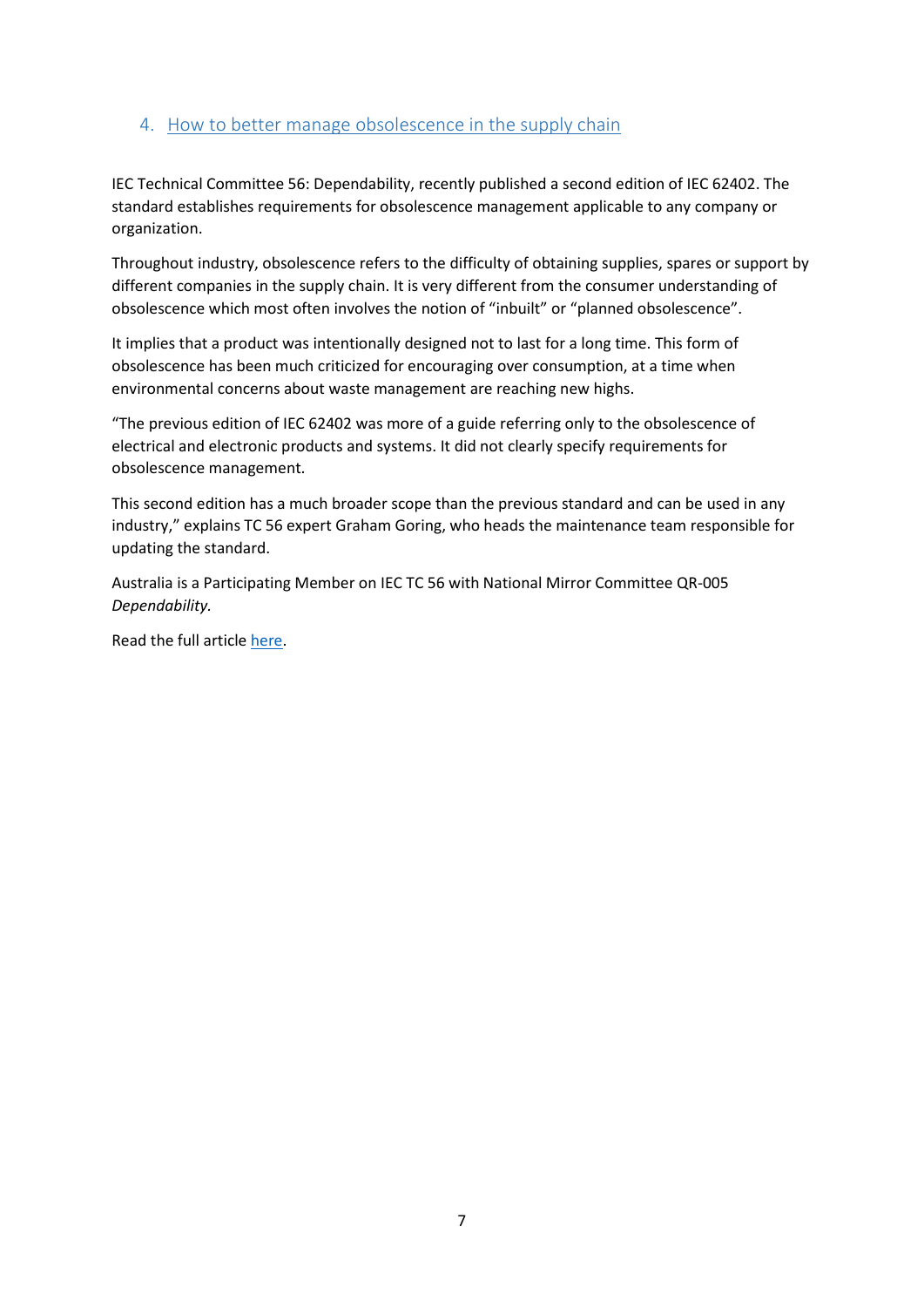## 4. How to better manage obsolescence in the supply chain

IEC Technical Committee 56: Dependability, recently published a second edition of IEC 62402. The standard establishes requirements for obsolescence management applicable to any company or organization.

Throughout industry, obsolescence refers to the difficulty of obtaining supplies, spares or support by different companies in the supply chain. It is very different from the consumer understanding of obsolescence which most often involves the notion of "inbuilt" or "planned obsolescence".

It implies that a product was intentionally designed not to last for a long time. This form of obsolescence has been much criticized for encouraging over consumption, at a time when environmental concerns about waste management are reaching new highs.

"The previous edition of IEC 62402 was more of a guide referring only to the obsolescence of electrical and electronic products and systems. It did not clearly specify requirements for obsolescence management.

This second edition has a much broader scope than the previous standard and can be used in any industry," explains TC 56 expert Graham Goring, who heads the maintenance team responsible for updating the standard.

Australia is a Participating Member on IEC TC 56 with National Mirror Committee QR-005 *Dependability.*

Read the full article here.